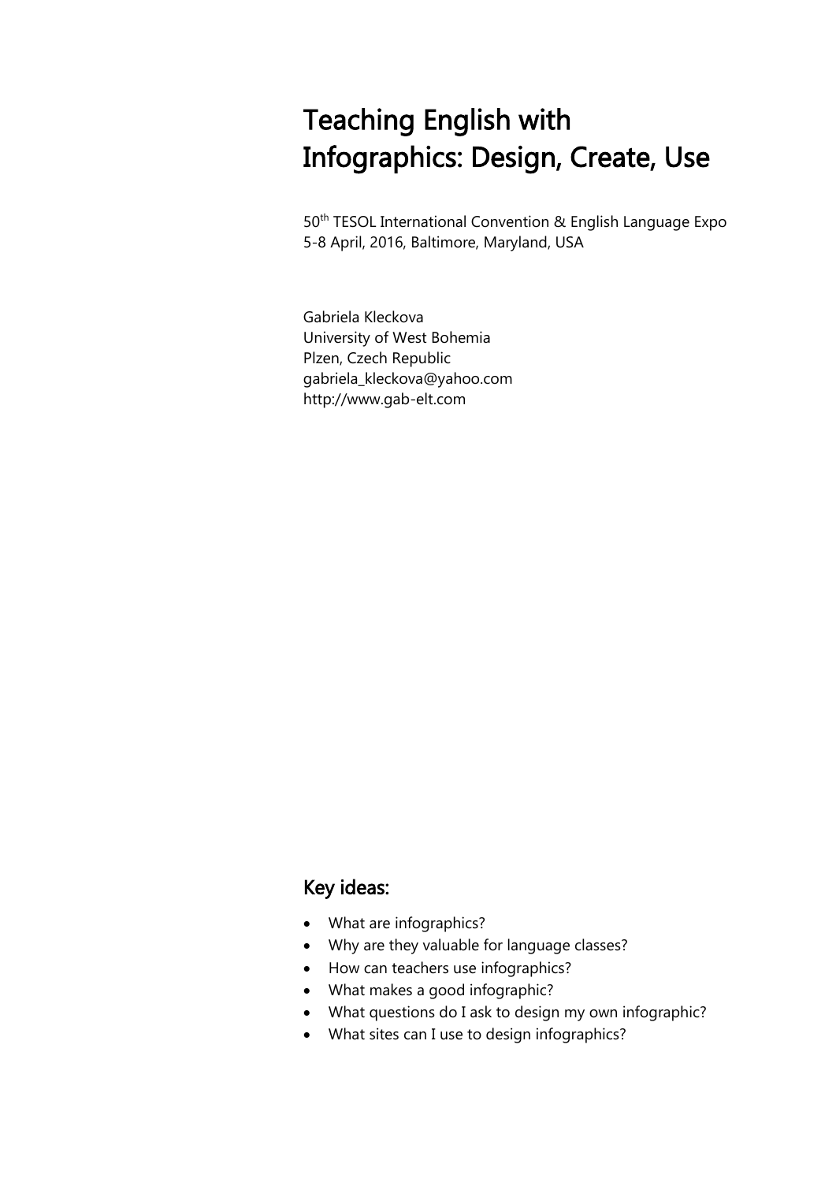# Teaching English with Infographics: Design, Create, Use

50th TESOL International Convention & English Language Expo
5-8 April, 2016, Baltimore, Maryland, USA

Gabriela Kleckova
University of West Bohemia
Plzen, Czech Republic
gabriela_kleckova@yahoo.com
http://www.gab-elt.com

## Key ideas:

- What are infographics?
- Why are they valuable for language classes?
- How can teachers use infographics?
- What makes a good infographic?
- What questions do I ask to design my own infographic?
- What sites can I use to design infographics?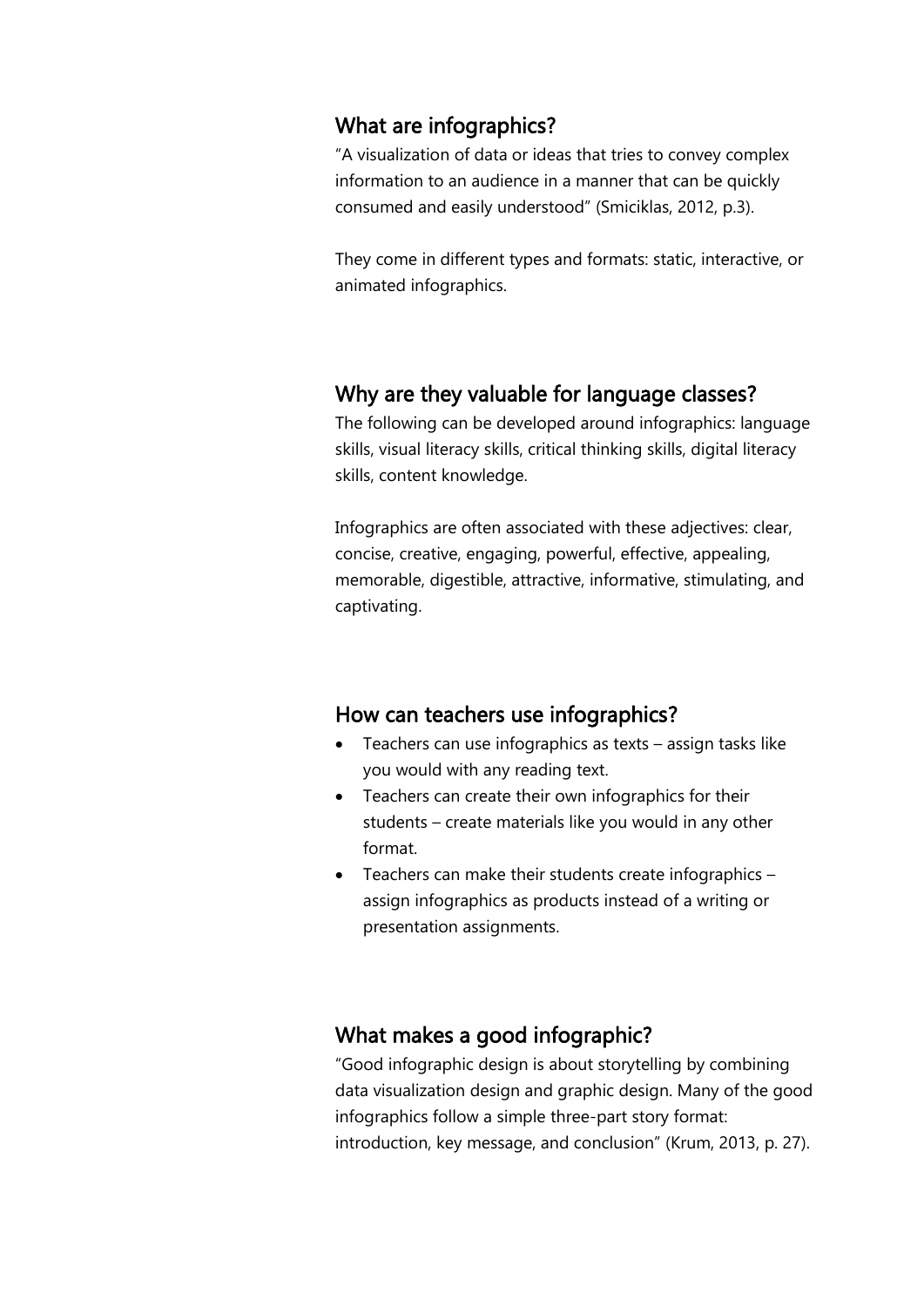## What are infographics?

"A visualization of data or ideas that tries to convey complex information to an audience in a manner that can be quickly consumed and easily understood" (Smiciklas, 2012, p.3).

They come in different types and formats: static, interactive, or animated infographics.

## Why are they valuable for language classes?

The following can be developed around infographics: language skills, visual literacy skills, critical thinking skills, digital literacy skills, content knowledge.

Infographics are often associated with these adjectives: clear, concise, creative, engaging, powerful, effective, appealing, memorable, digestible, attractive, informative, stimulating, and captivating.

## How can teachers use infographics?

- Teachers can use infographics as texts – assign tasks like you would with any reading text.
- Teachers can create their own infographics for their students – create materials like you would in any other format.
- Teachers can make their students create infographics – assign infographics as products instead of a writing or presentation assignments.

## What makes a good infographic?

"Good infographic design is about storytelling by combining data visualization design and graphic design. Many of the good infographics follow a simple three-part story format: introduction, key message, and conclusion" (Krum, 2013, p. 27).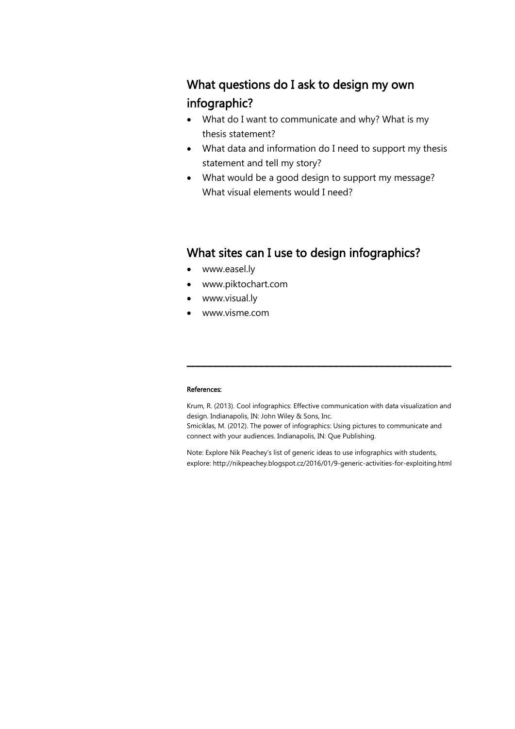## What questions do I ask to design my own infographic?

- What do I want to communicate and why? What is my thesis statement?
- What data and information do I need to support my thesis statement and tell my story?
- What would be a good design to support my message? What visual elements would I need?

## What sites can I use to design infographics?

- www.easel.ly
- www.piktochart.com
- www.visual.ly
- www.visme.com

---

**References:**

Krum, R. (2013). Cool infographics: Effective communication with data visualization and design. Indianapolis, IN: John Wiley & Sons, Inc.
Smiciklas, M. (2012). The power of infographics: Using pictures to communicate and connect with your audiences. Indianapolis, IN: Que Publishing.

Note: Explore Nik Peachey's list of generic ideas to use infographics with students, explore: http://nikpeachey.blogspot.cz/2016/01/9-generic-activities-for-exploiting.html